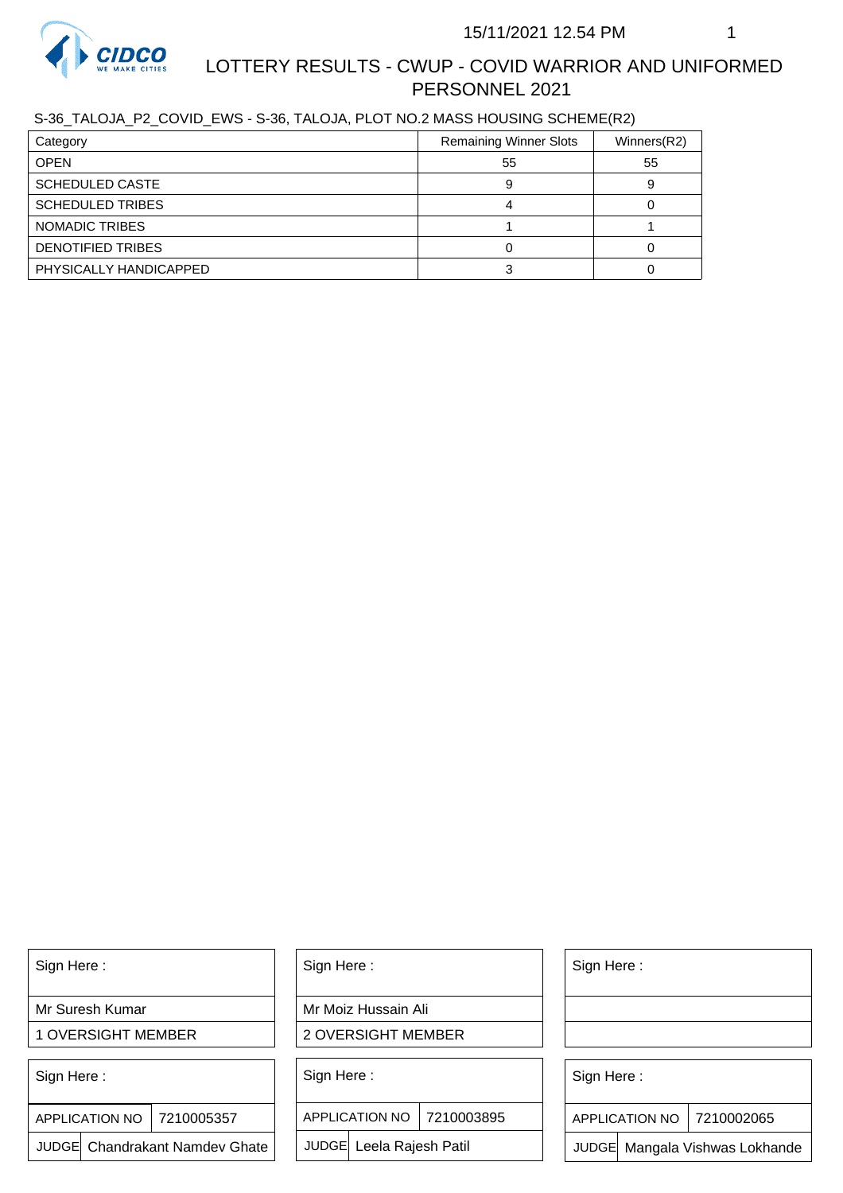# LOTTERY RESULTS - CWUP - COVID WARRIOR AND UNIFORMED PERSONNEL 2021

S-36_TALOJA_P2_COVID_EWS - S-36, TALOJA, PLOT NO.2 MASS HOUSING SCHEME(R2)

| Category | Remaining Winner Slots | Winners(R2) |
|---|---|---|
| OPEN | 55 | 55 |
| SCHEDULED CASTE | 9 | 9 |
| SCHEDULED TRIBES | 4 | 0 |
| NOMADIC TRIBES | 1 | 1 |
| DENOTIFIED TRIBES | 0 | 0 |
| PHYSICALLY HANDICAPPED | 3 | 0 |

| Sign Here : | Sign Here : | Sign Here : |
|---|---|---|
| Mr Suresh Kumar | Mr Moiz Hussain Ali | |
| 1 OVERSIGHT MEMBER | 2 OVERSIGHT MEMBER | |

| Sign Here : | | Sign Here : | | Sign Here : | |
|---|---|---|---|---|---|
| APPLICATION NO | 7210005357 | APPLICATION NO | 7210003895 | APPLICATION NO | 7210002065 |
| JUDGE | Chandrakant Namdev Ghate | JUDGE | Leela Rajesh Patil | JUDGE | Mangala Vishwas Lokhande |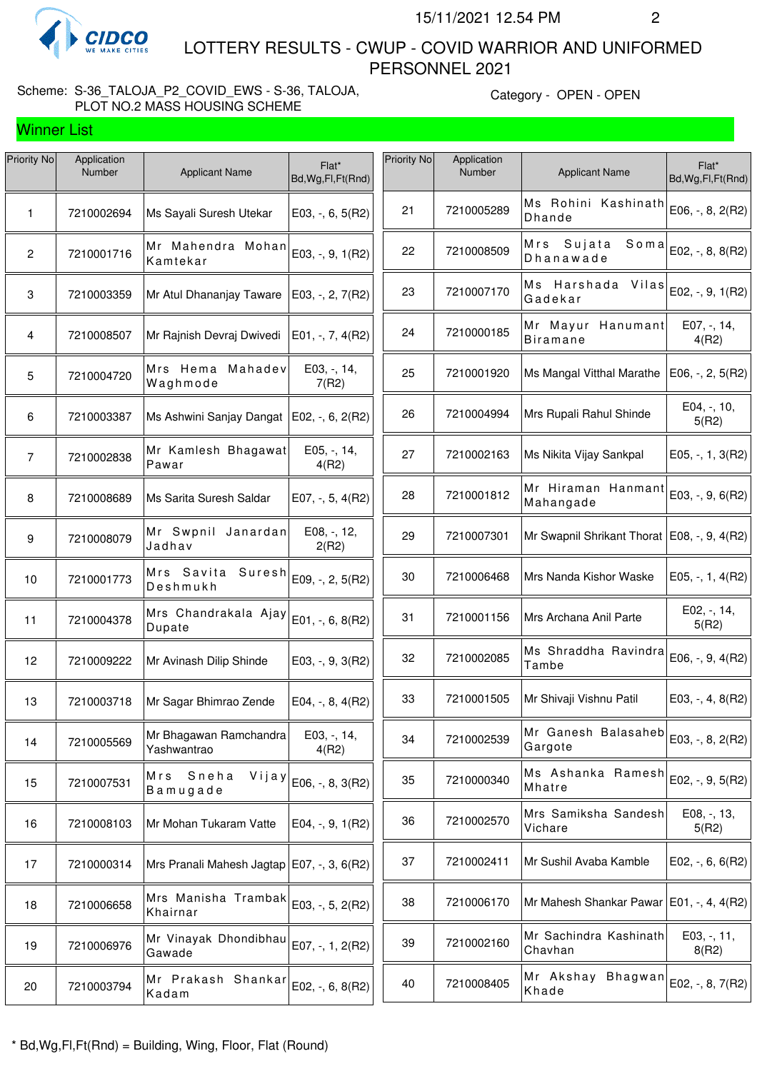15/11/2021 12.54 PM

# LOTTERY RESULTS - CWUP - COVID WARRIOR AND UNIFORMED PERSONNEL 2021

Scheme: S-36_TALOJA_P2_COVID_EWS - S-36, TALOJA, PLOT NO.2 MASS HOUSING SCHEME

Category - OPEN - OPEN

## Winner List

| Priority No | Application Number | Applicant Name | Flat* Bd,Wg,Fl,Ft(Rnd) |
|---|---|---|---|
| 1 | 7210002694 | Ms Sayali Suresh Utekar | E03, -, 6, 5(R2) |
| 2 | 7210001716 | Mr Mahendra Mohan Kamtekar | E03, -, 9, 1(R2) |
| 3 | 7210003359 | Mr Atul Dhananjay Taware | E03, -, 2, 7(R2) |
| 4 | 7210008507 | Mr Rajnish Devraj Dwivedi | E01, -, 7, 4(R2) |
| 5 | 7210004720 | Mrs Hema Mahadev Waghmode | E03, -, 14, 7(R2) |
| 6 | 7210003387 | Ms Ashwini Sanjay Dangat | E02, -, 6, 2(R2) |
| 7 | 7210002838 | Mr Kamlesh Bhagawat Pawar | E05, -, 14, 4(R2) |
| 8 | 7210008689 | Ms Sarita Suresh Saldar | E07, -, 5, 4(R2) |
| 9 | 7210008079 | Mr Swpnil Janardan Jadhav | E08, -, 12, 2(R2) |
| 10 | 7210001773 | Mrs Savita Suresh Deshmukh | E09, -, 2, 5(R2) |
| 11 | 7210004378 | Mrs Chandrakala Ajay Dupate | E01, -, 6, 8(R2) |
| 12 | 7210009222 | Mr Avinash Dilip Shinde | E03, -, 9, 3(R2) |
| 13 | 7210003718 | Mr Sagar Bhimrao Zende | E04, -, 8, 4(R2) |
| 14 | 7210005569 | Mr Bhagawan Ramchandra Yashwantrao | E03, -, 14, 4(R2) |
| 15 | 7210007531 | Mrs Sneha Vijay Bamugade | E06, -, 8, 3(R2) |
| 16 | 7210008103 | Mr Mohan Tukaram Vatte | E04, -, 9, 1(R2) |
| 17 | 7210000314 | Mrs Pranali Mahesh Jagtap | E07, -, 3, 6(R2) |
| 18 | 7210006658 | Mrs Manisha Trambak Khairnar | E03, -, 5, 2(R2) |
| 19 | 7210006976 | Mr Vinayak Dhondibhau Gawade | E07, -, 1, 2(R2) |
| 20 | 7210003794 | Mr Prakash Shankar Kadam | E02, -, 6, 8(R2) |
| 21 | 7210005289 | Ms Rohini Kashinath Dhande | E06, -, 8, 2(R2) |
| 22 | 7210008509 | Mrs Sujata Soma Dhanawade | E02, -, 8, 8(R2) |
| 23 | 7210007170 | Ms Harshada Vilas Gadekar | E02, -, 9, 1(R2) |
| 24 | 7210000185 | Mr Mayur Hanumant Biramane | E07, -, 14, 4(R2) |
| 25 | 7210001920 | Ms Mangal Vitthal Marathe | E06, -, 2, 5(R2) |
| 26 | 7210004994 | Mrs Rupali Rahul Shinde | E04, -, 10, 5(R2) |
| 27 | 7210002163 | Ms Nikita Vijay Sankpal | E05, -, 1, 3(R2) |
| 28 | 7210001812 | Mr Hiraman Hanmant Mahangade | E03, -, 9, 6(R2) |
| 29 | 7210007301 | Mr Swapnil Shrikant Thorat | E08, -, 9, 4(R2) |
| 30 | 7210006468 | Mrs Nanda Kishor Waske | E05, -, 1, 4(R2) |
| 31 | 7210001156 | Mrs Archana Anil Parte | E02, -, 14, 5(R2) |
| 32 | 7210002085 | Ms Shraddha Ravindra Tambe | E06, -, 9, 4(R2) |
| 33 | 7210001505 | Mr Shivaji Vishnu Patil | E03, -, 4, 8(R2) |
| 34 | 7210002539 | Mr Ganesh Balasaheb Gargote | E03, -, 8, 2(R2) |
| 35 | 7210000340 | Ms Ashanka Ramesh Mhatre | E02, -, 9, 5(R2) |
| 36 | 7210002570 | Mrs Samiksha Sandesh Vichare | E08, -, 13, 5(R2) |
| 37 | 7210002411 | Mr Sushil Avaba Kamble | E02, -, 6, 6(R2) |
| 38 | 7210006170 | Mr Mahesh Shankar Pawar | E01, -, 4, 4(R2) |
| 39 | 7210002160 | Mr Sachindra Kashinath Chavhan | E03, -, 11, 8(R2) |
| 40 | 7210008405 | Mr Akshay Bhagwan Khade | E02, -, 8, 7(R2) |

* Bd,Wg,Fl,Ft(Rnd) = Building, Wing, Floor, Flat (Round)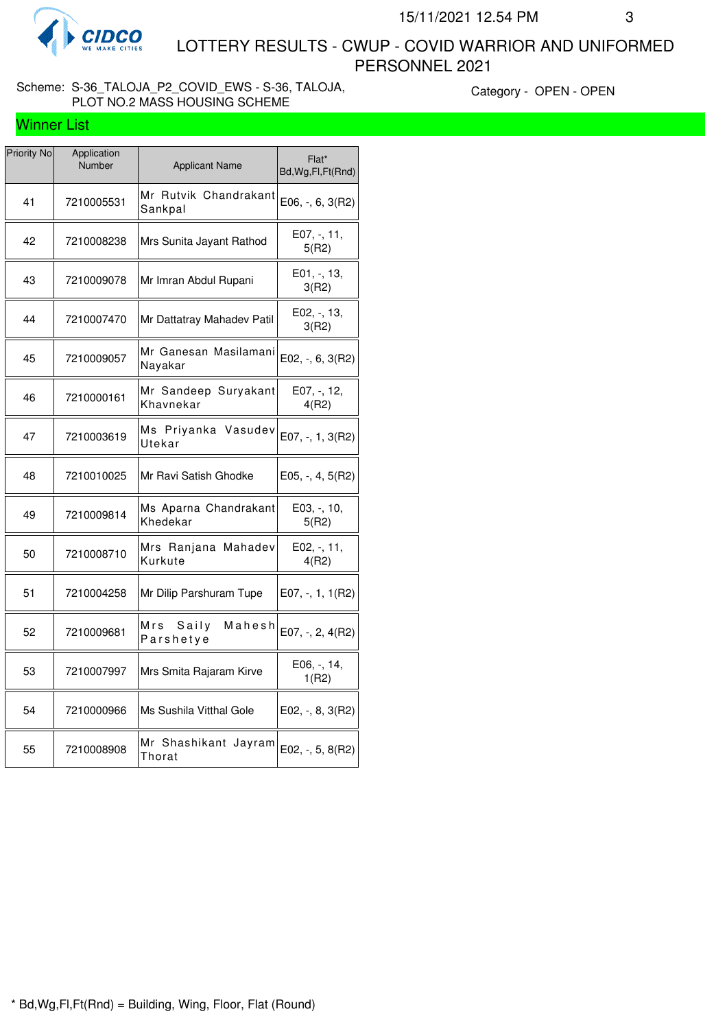# LOTTERY RESULTS - CWUP - COVID WARRIOR AND UNIFORMED PERSONNEL 2021

15/11/2021 12.54 PM

Scheme: S-36_TALOJA_P2_COVID_EWS - S-36, TALOJA, PLOT NO.2 MASS HOUSING SCHEME

Category - OPEN - OPEN

## Winner List

| Priority No | Application Number | Applicant Name | Flat* Bd,Wg,Fl,Ft(Rnd) |
|---|---|---|---|
| 41 | 7210005531 | Mr Rutvik Chandrakant Sankpal | E06, -, 6, 3(R2) |
| 42 | 7210008238 | Mrs Sunita Jayant Rathod | E07, -, 11, 5(R2) |
| 43 | 7210009078 | Mr Imran Abdul Rupani | E01, -, 13, 3(R2) |
| 44 | 7210007470 | Mr Dattatray Mahadev Patil | E02, -, 13, 3(R2) |
| 45 | 7210009057 | Mr Ganesan Masilamani Nayakar | E02, -, 6, 3(R2) |
| 46 | 7210000161 | Mr Sandeep Suryakant Khavnekar | E07, -, 12, 4(R2) |
| 47 | 7210003619 | Ms Priyanka Vasudev Utekar | E07, -, 1, 3(R2) |
| 48 | 7210010025 | Mr Ravi Satish Ghodke | E05, -, 4, 5(R2) |
| 49 | 7210009814 | Ms Aparna Chandrakant Khedekar | E03, -, 10, 5(R2) |
| 50 | 7210008710 | Mrs Ranjana Mahadev Kurkute | E02, -, 11, 4(R2) |
| 51 | 7210004258 | Mr Dilip Parshuram Tupe | E07, -, 1, 1(R2) |
| 52 | 7210009681 | Mrs Saily Mahesh Parshetye | E07, -, 2, 4(R2) |
| 53 | 7210007997 | Mrs Smita Rajaram Kirve | E06, -, 14, 1(R2) |
| 54 | 7210000966 | Ms Sushila Vitthal Gole | E02, -, 8, 3(R2) |
| 55 | 7210008908 | Mr Shashikant Jayram Thorat | E02, -, 5, 8(R2) |

* Bd,Wg,Fl,Ft(Rnd) = Building, Wing, Floor, Flat (Round)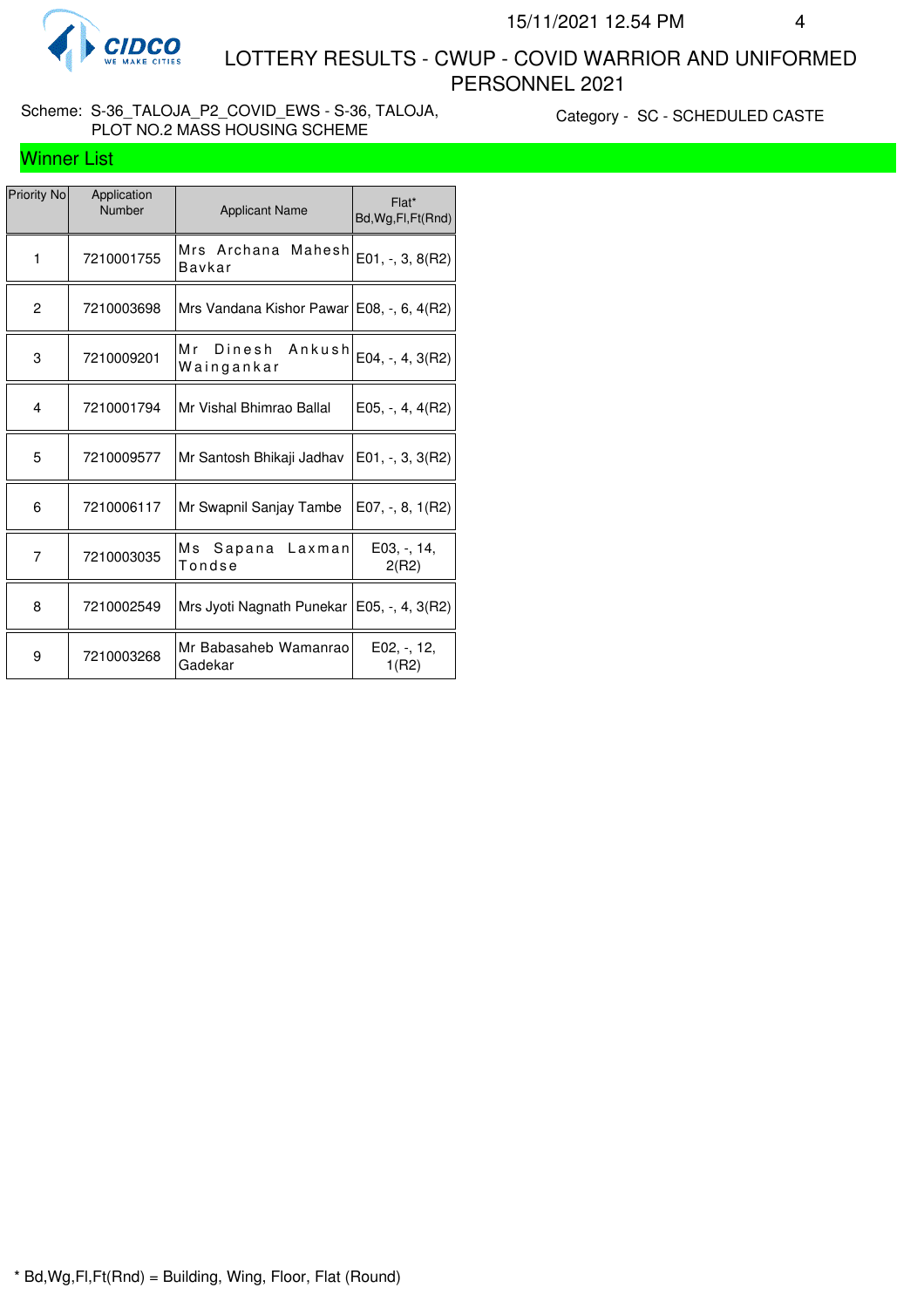# LOTTERY RESULTS - CWUP - COVID WARRIOR AND UNIFORMED PERSONNEL 2021

Scheme: S-36_TALOJA_P2_COVID_EWS - S-36, TALOJA, PLOT NO.2 MASS HOUSING SCHEME

Category - SC - SCHEDULED CASTE

## Winner List

| Priority No | Application Number | Applicant Name | Flat* Bd,Wg,Fl,Ft(Rnd) |
|---|---|---|---|
| 1 | 7210001755 | Mrs Archana Mahesh Bavkar | E01, -, 3, 8(R2) |
| 2 | 7210003698 | Mrs Vandana Kishor Pawar | E08, -, 6, 4(R2) |
| 3 | 7210009201 | Mr Dinesh Ankush Waingankar | E04, -, 4, 3(R2) |
| 4 | 7210001794 | Mr Vishal Bhimrao Ballal | E05, -, 4, 4(R2) |
| 5 | 7210009577 | Mr Santosh Bhikaji Jadhav | E01, -, 3, 3(R2) |
| 6 | 7210006117 | Mr Swapnil Sanjay Tambe | E07, -, 8, 1(R2) |
| 7 | 7210003035 | Ms Sapana Laxman Tondse | E03, -, 14, 2(R2) |
| 8 | 7210002549 | Mrs Jyoti Nagnath Punekar | E05, -, 4, 3(R2) |
| 9 | 7210003268 | Mr Babasaheb Wamanrao Gadekar | E02, -, 12, 1(R2) |

* Bd,Wg,Fl,Ft(Rnd) = Building, Wing, Floor, Flat (Round)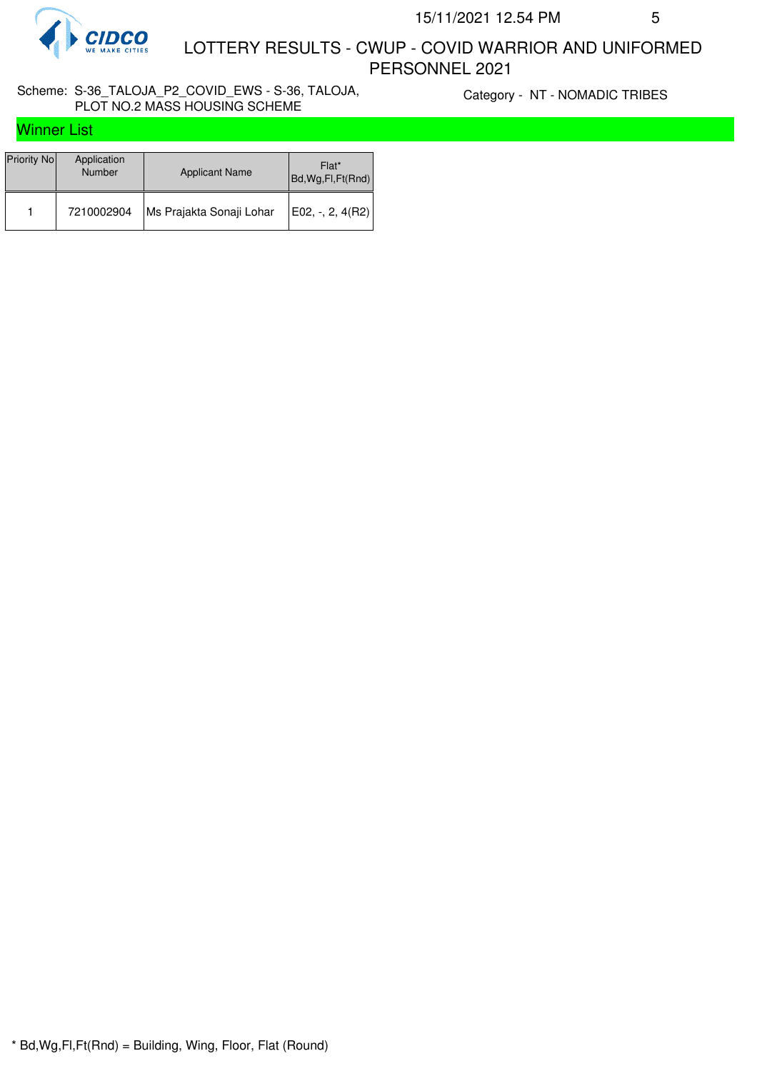# LOTTERY RESULTS - CWUP - COVID WARRIOR AND UNIFORMED PERSONNEL 2021

Scheme: S-36_TALOJA_P2_COVID_EWS - S-36, TALOJA, PLOT NO.2 MASS HOUSING SCHEME

Category - NT - NOMADIC TRIBES

## Winner List

| Priority No | Application Number | Applicant Name | Flat* Bd,Wg,Fl,Ft(Rnd) |
|---|---|---|---|
| 1 | 7210002904 | Ms Prajakta Sonaji Lohar | E02, -, 2, 4(R2) |

* Bd,Wg,Fl,Ft(Rnd) = Building, Wing, Floor, Flat (Round)